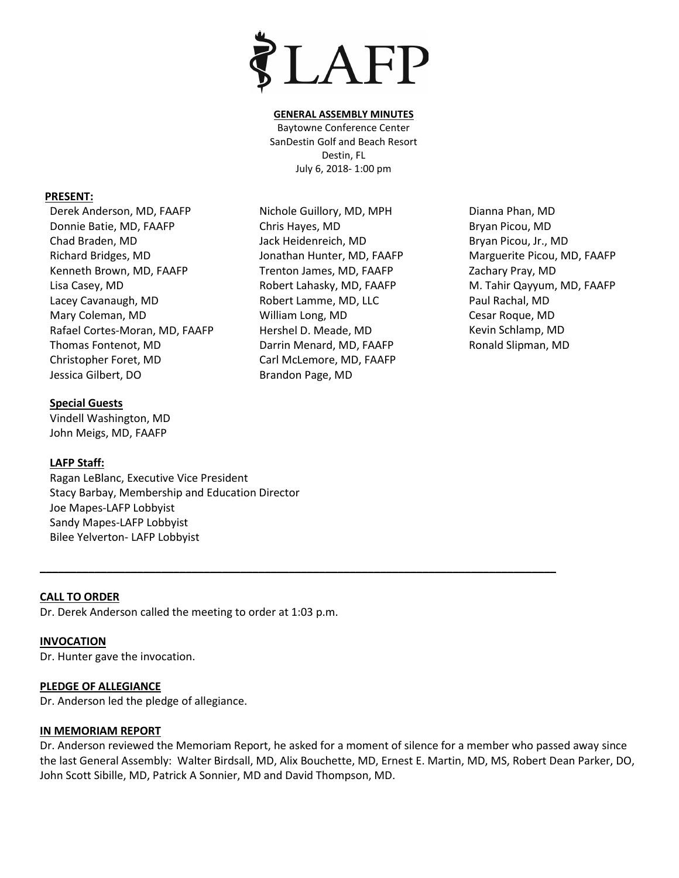# LAFP

**GENERAL ASSEMBLY MINUTES**

Baytowne Conference Center
SanDestin Golf and Beach Resort
Destin, FL
July 6, 2018- 1:00 pm

**PRESENT:**

Derek Anderson, MD, FAAFP
Donnie Batie, MD, FAAFP
Chad Braden, MD
Richard Bridges, MD
Kenneth Brown, MD, FAAFP
Lisa Casey, MD
Lacey Cavanaugh, MD
Mary Coleman, MD
Rafael Cortes-Moran, MD, FAAFP
Thomas Fontenot, MD
Christopher Foret, MD
Jessica Gilbert, DO
Nichole Guillory, MD, MPH
Chris Hayes, MD
Jack Heidenreich, MD
Jonathan Hunter, MD, FAAFP
Trenton James, MD, FAAFP
Robert Lahasky, MD, FAAFP
Robert Lamme, MD, LLC
William Long, MD
Hershel D. Meade, MD
Darrin Menard, MD, FAAFP
Carl McLemore, MD, FAAFP
Brandon Page, MD
Dianna Phan, MD
Bryan Picou, MD
Bryan Picou, Jr., MD
Marguerite Picou, MD, FAAFP
Zachary Pray, MD
M. Tahir Qayyum, MD, FAAFP
Paul Rachal, MD
Cesar Roque, MD
Kevin Schlamp, MD
Ronald Slipman, MD

**Special Guests**

Vindell Washington, MD
John Meigs, MD, FAAFP

**LAFP Staff:**

Ragan LeBlanc, Executive Vice President
Stacy Barbay, Membership and Education Director
Joe Mapes-LAFP Lobbyist
Sandy Mapes-LAFP Lobbyist
Bilee Yelverton- LAFP Lobbyist

---

**CALL TO ORDER**

Dr. Derek Anderson called the meeting to order at 1:03 p.m.

**INVOCATION**

Dr. Hunter gave the invocation.

**PLEDGE OF ALLEGIANCE**

Dr. Anderson led the pledge of allegiance.

**IN MEMORIAM REPORT**

Dr. Anderson reviewed the Memoriam Report, he asked for a moment of silence for a member who passed away since the last General Assembly: Walter Birdsall, MD, Alix Bouchette, MD, Ernest E. Martin, MD, MS, Robert Dean Parker, DO, John Scott Sibille, MD, Patrick A Sonnier, MD and David Thompson, MD.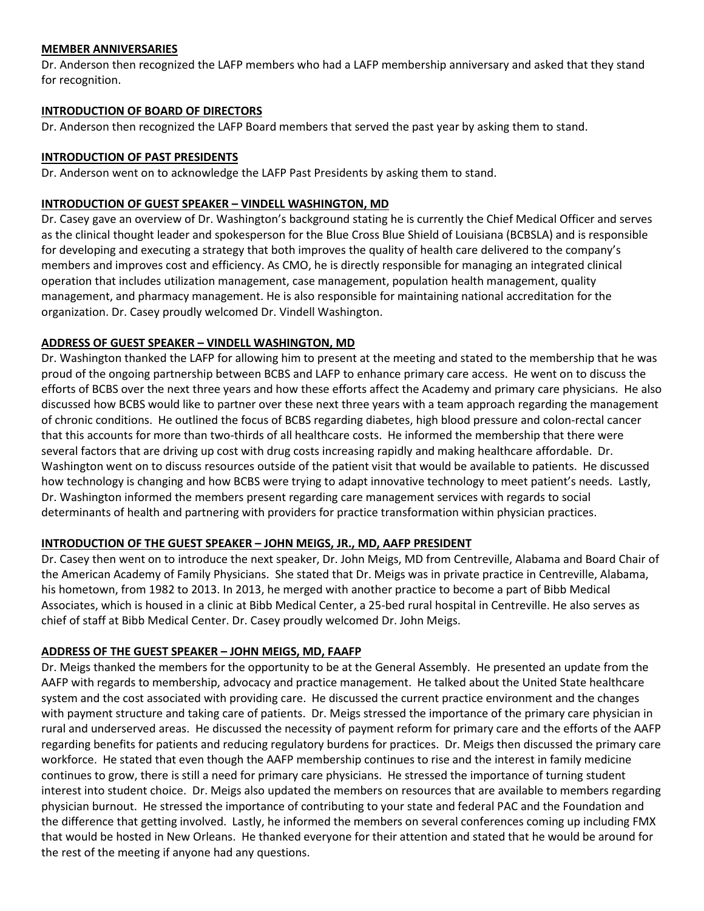**MEMBER ANNIVERSARIES**

Dr. Anderson then recognized the LAFP members who had a LAFP membership anniversary and asked that they stand for recognition.

**INTRODUCTION OF BOARD OF DIRECTORS**

Dr. Anderson then recognized the LAFP Board members that served the past year by asking them to stand.

**INTRODUCTION OF PAST PRESIDENTS**

Dr. Anderson went on to acknowledge the LAFP Past Presidents by asking them to stand.

**INTRODUCTION OF GUEST SPEAKER – VINDELL WASHINGTON, MD**

Dr. Casey gave an overview of Dr. Washington's background stating he is currently the Chief Medical Officer and serves as the clinical thought leader and spokesperson for the Blue Cross Blue Shield of Louisiana (BCBSLA) and is responsible for developing and executing a strategy that both improves the quality of health care delivered to the company's members and improves cost and efficiency. As CMO, he is directly responsible for managing an integrated clinical operation that includes utilization management, case management, population health management, quality management, and pharmacy management. He is also responsible for maintaining national accreditation for the organization. Dr. Casey proudly welcomed Dr. Vindell Washington.

**ADDRESS OF GUEST SPEAKER – VINDELL WASHINGTON, MD**

Dr. Washington thanked the LAFP for allowing him to present at the meeting and stated to the membership that he was proud of the ongoing partnership between BCBS and LAFP to enhance primary care access. He went on to discuss the efforts of BCBS over the next three years and how these efforts affect the Academy and primary care physicians. He also discussed how BCBS would like to partner over these next three years with a team approach regarding the management of chronic conditions. He outlined the focus of BCBS regarding diabetes, high blood pressure and colon-rectal cancer that this accounts for more than two-thirds of all healthcare costs. He informed the membership that there were several factors that are driving up cost with drug costs increasing rapidly and making healthcare affordable. Dr. Washington went on to discuss resources outside of the patient visit that would be available to patients. He discussed how technology is changing and how BCBS were trying to adapt innovative technology to meet patient's needs. Lastly, Dr. Washington informed the members present regarding care management services with regards to social determinants of health and partnering with providers for practice transformation within physician practices.

**INTRODUCTION OF THE GUEST SPEAKER – JOHN MEIGS, JR., MD, AAFP PRESIDENT**

Dr. Casey then went on to introduce the next speaker, Dr. John Meigs, MD from Centreville, Alabama and Board Chair of the American Academy of Family Physicians. She stated that Dr. Meigs was in private practice in Centreville, Alabama, his hometown, from 1982 to 2013. In 2013, he merged with another practice to become a part of Bibb Medical Associates, which is housed in a clinic at Bibb Medical Center, a 25-bed rural hospital in Centreville. He also serves as chief of staff at Bibb Medical Center. Dr. Casey proudly welcomed Dr. John Meigs.

**ADDRESS OF THE GUEST SPEAKER – JOHN MEIGS, MD, FAAFP**

Dr. Meigs thanked the members for the opportunity to be at the General Assembly. He presented an update from the AAFP with regards to membership, advocacy and practice management. He talked about the United State healthcare system and the cost associated with providing care. He discussed the current practice environment and the changes with payment structure and taking care of patients. Dr. Meigs stressed the importance of the primary care physician in rural and underserved areas. He discussed the necessity of payment reform for primary care and the efforts of the AAFP regarding benefits for patients and reducing regulatory burdens for practices. Dr. Meigs then discussed the primary care workforce. He stated that even though the AAFP membership continues to rise and the interest in family medicine continues to grow, there is still a need for primary care physicians. He stressed the importance of turning student interest into student choice. Dr. Meigs also updated the members on resources that are available to members regarding physician burnout. He stressed the importance of contributing to your state and federal PAC and the Foundation and the difference that getting involved. Lastly, he informed the members on several conferences coming up including FMX that would be hosted in New Orleans. He thanked everyone for their attention and stated that he would be around for the rest of the meeting if anyone had any questions.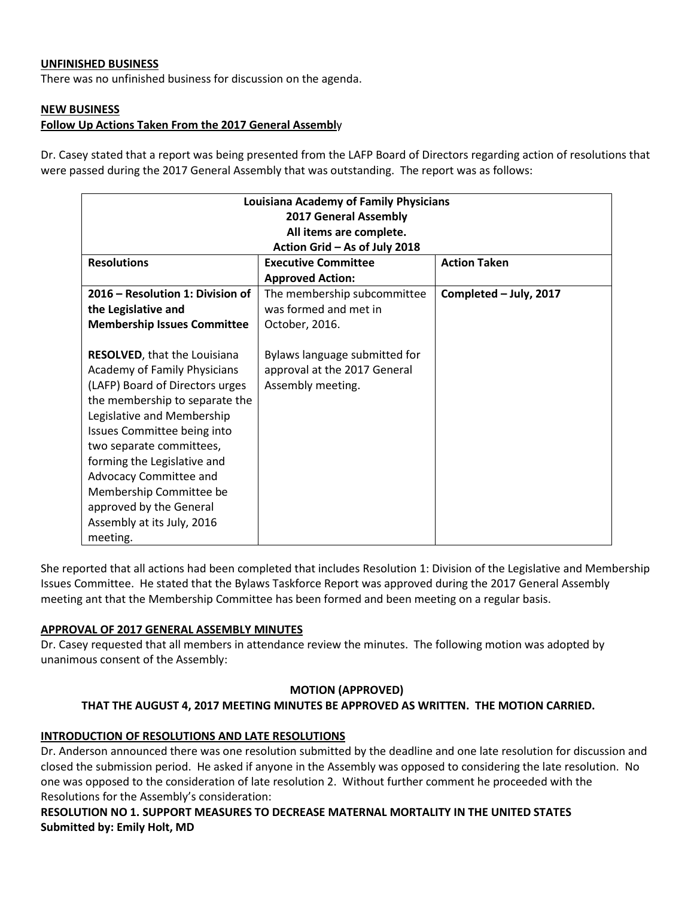**UNFINISHED BUSINESS**

There was no unfinished business for discussion on the agenda.

**NEW BUSINESS**

**Follow Up Actions Taken From the 2017 General Assembly**

Dr. Casey stated that a report was being presented from the LAFP Board of Directors regarding action of resolutions that were passed during the 2017 General Assembly that was outstanding. The report was as follows:

| **Louisiana Academy of Family Physicians 2017 General Assembly All items are complete. Action Grid – As of July 2018** | | |
|---|---|---|
| **Resolutions** | **Executive Committee Approved Action:** | **Action Taken** |
| **2016 – Resolution 1: Division of the Legislative and Membership Issues Committee**<br><br>**RESOLVED**, that the Louisiana Academy of Family Physicians (LAFP) Board of Directors urges the membership to separate the Legislative and Membership Issues Committee being into two separate committees, forming the Legislative and Advocacy Committee and Membership Committee be approved by the General Assembly at its July, 2016 meeting. | The membership subcommittee was formed and met in October, 2016.<br><br>Bylaws language submitted for approval at the 2017 General Assembly meeting. | **Completed – July, 2017** |

She reported that all actions had been completed that includes Resolution 1: Division of the Legislative and Membership Issues Committee. He stated that the Bylaws Taskforce Report was approved during the 2017 General Assembly meeting ant that the Membership Committee has been formed and been meeting on a regular basis.

**APPROVAL OF 2017 GENERAL ASSEMBLY MINUTES**

Dr. Casey requested that all members in attendance review the minutes. The following motion was adopted by unanimous consent of the Assembly:

**MOTION (APPROVED)**

**THAT THE AUGUST 4, 2017 MEETING MINUTES BE APPROVED AS WRITTEN. THE MOTION CARRIED.**

**INTRODUCTION OF RESOLUTIONS AND LATE RESOLUTIONS**

Dr. Anderson announced there was one resolution submitted by the deadline and one late resolution for discussion and closed the submission period. He asked if anyone in the Assembly was opposed to considering the late resolution. No one was opposed to the consideration of late resolution 2. Without further comment he proceeded with the Resolutions for the Assembly's consideration:

**RESOLUTION NO 1. SUPPORT MEASURES TO DECREASE MATERNAL MORTALITY IN THE UNITED STATES**
**Submitted by: Emily Holt, MD**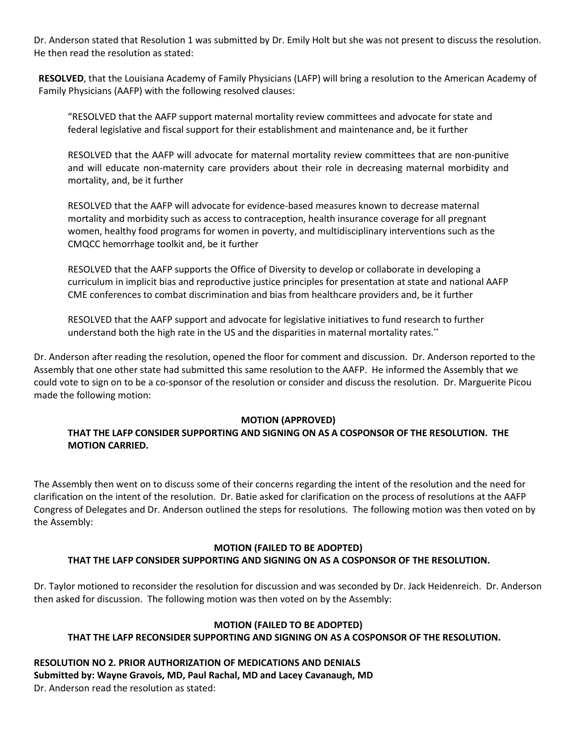Dr. Anderson stated that Resolution 1 was submitted by Dr. Emily Holt but she was not present to discuss the resolution. He then read the resolution as stated:

> **RESOLVED**, that the Louisiana Academy of Family Physicians (LAFP) will bring a resolution to the American Academy of Family Physicians (AAFP) with the following resolved clauses:
>
> "RESOLVED that the AAFP support maternal mortality review committees and advocate for state and federal legislative and fiscal support for their establishment and maintenance and, be it further
>
> RESOLVED that the AAFP will advocate for maternal mortality review committees that are non-punitive and will educate non-maternity care providers about their role in decreasing maternal morbidity and mortality, and, be it further
>
> RESOLVED that the AAFP will advocate for evidence-based measures known to decrease maternal mortality and morbidity such as access to contraception, health insurance coverage for all pregnant women, healthy food programs for women in poverty, and multidisciplinary interventions such as the CMQCC hemorrhage toolkit and, be it further
>
> RESOLVED that the AAFP supports the Office of Diversity to develop or collaborate in developing a curriculum in implicit bias and reproductive justice principles for presentation at state and national AAFP CME conferences to combat discrimination and bias from healthcare providers and, be it further
>
> RESOLVED that the AAFP support and advocate for legislative initiatives to fund research to further understand both the high rate in the US and the disparities in maternal mortality rates."

Dr. Anderson after reading the resolution, opened the floor for comment and discussion. Dr. Anderson reported to the Assembly that one other state had submitted this same resolution to the AAFP. He informed the Assembly that we could vote to sign on to be a co-sponsor of the resolution or consider and discuss the resolution. Dr. Marguerite Picou made the following motion:

**MOTION (APPROVED)**

**THAT THE LAFP CONSIDER SUPPORTING AND SIGNING ON AS A COSPONSOR OF THE RESOLUTION. THE MOTION CARRIED.**

The Assembly then went on to discuss some of their concerns regarding the intent of the resolution and the need for clarification on the intent of the resolution. Dr. Batie asked for clarification on the process of resolutions at the AAFP Congress of Delegates and Dr. Anderson outlined the steps for resolutions. The following motion was then voted on by the Assembly:

**MOTION (FAILED TO BE ADOPTED)**

**THAT THE LAFP CONSIDER SUPPORTING AND SIGNING ON AS A COSPONSOR OF THE RESOLUTION.**

Dr. Taylor motioned to reconsider the resolution for discussion and was seconded by Dr. Jack Heidenreich. Dr. Anderson then asked for discussion. The following motion was then voted on by the Assembly:

**MOTION (FAILED TO BE ADOPTED)**

**THAT THE LAFP RECONSIDER SUPPORTING AND SIGNING ON AS A COSPONSOR OF THE RESOLUTION.**

**RESOLUTION NO 2. PRIOR AUTHORIZATION OF MEDICATIONS AND DENIALS**
**Submitted by: Wayne Gravois, MD, Paul Rachal, MD and Lacey Cavanaugh, MD**
Dr. Anderson read the resolution as stated: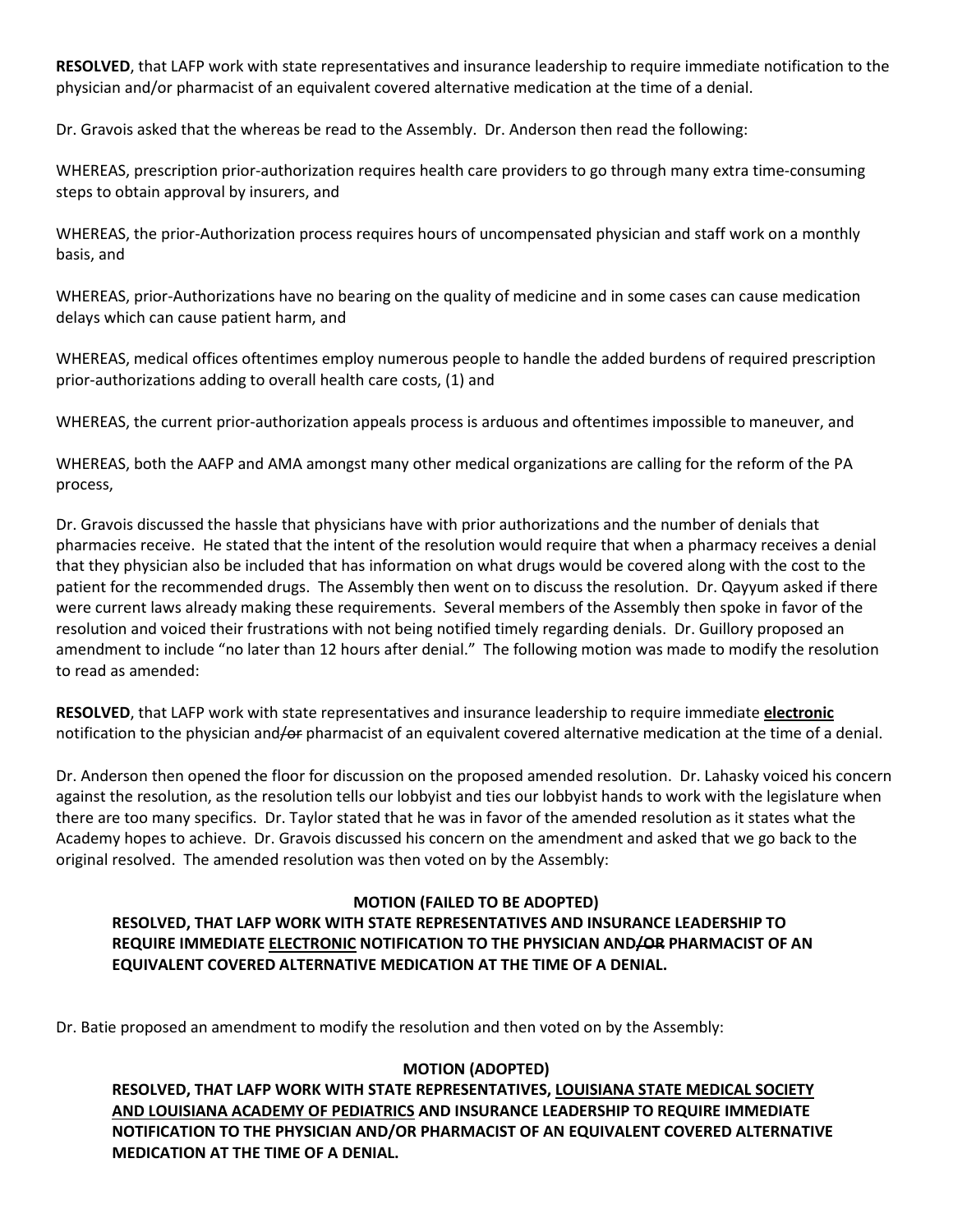**RESOLVED**, that LAFP work with state representatives and insurance leadership to require immediate notification to the physician and/or pharmacist of an equivalent covered alternative medication at the time of a denial.

Dr. Gravois asked that the whereas be read to the Assembly. Dr. Anderson then read the following:

WHEREAS, prescription prior-authorization requires health care providers to go through many extra time-consuming steps to obtain approval by insurers, and

WHEREAS, the prior-Authorization process requires hours of uncompensated physician and staff work on a monthly basis, and

WHEREAS, prior-Authorizations have no bearing on the quality of medicine and in some cases can cause medication delays which can cause patient harm, and

WHEREAS, medical offices oftentimes employ numerous people to handle the added burdens of required prescription prior-authorizations adding to overall health care costs, (1) and

WHEREAS, the current prior-authorization appeals process is arduous and oftentimes impossible to maneuver, and

WHEREAS, both the AAFP and AMA amongst many other medical organizations are calling for the reform of the PA process,

Dr. Gravois discussed the hassle that physicians have with prior authorizations and the number of denials that pharmacies receive. He stated that the intent of the resolution would require that when a pharmacy receives a denial that they physician also be included that has information on what drugs would be covered along with the cost to the patient for the recommended drugs. The Assembly then went on to discuss the resolution. Dr. Qayyum asked if there were current laws already making these requirements. Several members of the Assembly then spoke in favor of the resolution and voiced their frustrations with not being notified timely regarding denials. Dr. Guillory proposed an amendment to include "no later than 12 hours after denial." The following motion was made to modify the resolution to read as amended:

**RESOLVED**, that LAFP work with state representatives and insurance leadership to require immediate **<u>electronic</u>** notification to the physician and~~/or~~ pharmacist of an equivalent covered alternative medication at the time of a denial.

Dr. Anderson then opened the floor for discussion on the proposed amended resolution. Dr. Lahasky voiced his concern against the resolution, as the resolution tells our lobbyist and ties our lobbyist hands to work with the legislature when there are too many specifics. Dr. Taylor stated that he was in favor of the amended resolution as it states what the Academy hopes to achieve. Dr. Gravois discussed his concern on the amendment and asked that we go back to the original resolved. The amended resolution was then voted on by the Assembly:

**MOTION (FAILED TO BE ADOPTED)**

**RESOLVED, THAT LAFP WORK WITH STATE REPRESENTATIVES AND INSURANCE LEADERSHIP TO REQUIRE IMMEDIATE <u>ELECTRONIC</u> NOTIFICATION TO THE PHYSICIAN AND~~/OR~~ PHARMACIST OF AN EQUIVALENT COVERED ALTERNATIVE MEDICATION AT THE TIME OF A DENIAL.**

Dr. Batie proposed an amendment to modify the resolution and then voted on by the Assembly:

**MOTION (ADOPTED)**

**RESOLVED, THAT LAFP WORK WITH STATE REPRESENTATIVES, <u>LOUISIANA STATE MEDICAL SOCIETY AND LOUISIANA ACADEMY OF PEDIATRICS</u> AND INSURANCE LEADERSHIP TO REQUIRE IMMEDIATE NOTIFICATION TO THE PHYSICIAN AND/OR PHARMACIST OF AN EQUIVALENT COVERED ALTERNATIVE MEDICATION AT THE TIME OF A DENIAL.**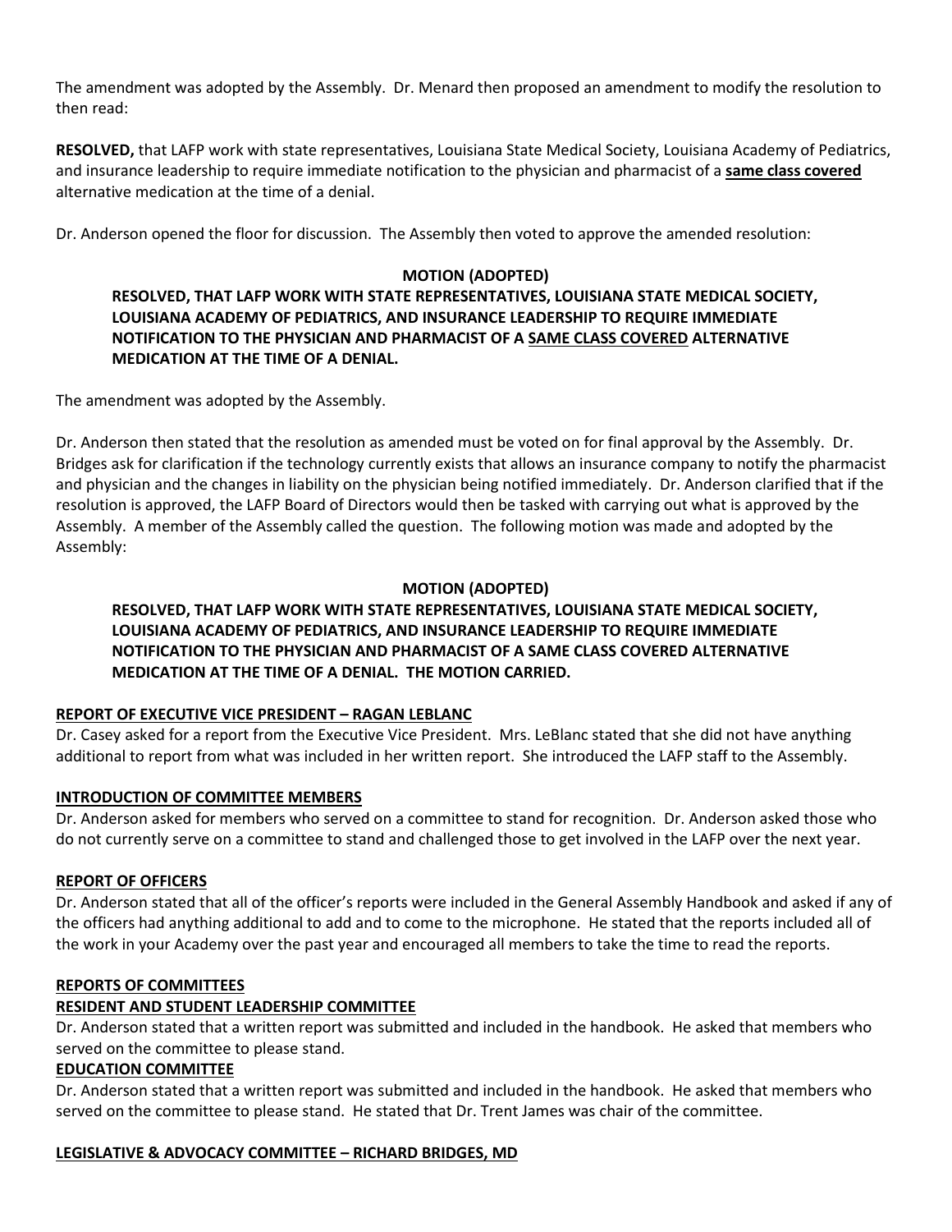The amendment was adopted by the Assembly. Dr. Menard then proposed an amendment to modify the resolution to then read:

**RESOLVED,** that LAFP work with state representatives, Louisiana State Medical Society, Louisiana Academy of Pediatrics, and insurance leadership to require immediate notification to the physician and pharmacist of a <u>**same class covered**</u> alternative medication at the time of a denial.

Dr. Anderson opened the floor for discussion. The Assembly then voted to approve the amended resolution:

**MOTION (ADOPTED)**

**RESOLVED, THAT LAFP WORK WITH STATE REPRESENTATIVES, LOUISIANA STATE MEDICAL SOCIETY, LOUISIANA ACADEMY OF PEDIATRICS, AND INSURANCE LEADERSHIP TO REQUIRE IMMEDIATE NOTIFICATION TO THE PHYSICIAN AND PHARMACIST OF A <u>SAME CLASS COVERED</u> ALTERNATIVE MEDICATION AT THE TIME OF A DENIAL.**

The amendment was adopted by the Assembly.

Dr. Anderson then stated that the resolution as amended must be voted on for final approval by the Assembly. Dr. Bridges ask for clarification if the technology currently exists that allows an insurance company to notify the pharmacist and physician and the changes in liability on the physician being notified immediately. Dr. Anderson clarified that if the resolution is approved, the LAFP Board of Directors would then be tasked with carrying out what is approved by the Assembly. A member of the Assembly called the question. The following motion was made and adopted by the Assembly:

**MOTION (ADOPTED)**

**RESOLVED, THAT LAFP WORK WITH STATE REPRESENTATIVES, LOUISIANA STATE MEDICAL SOCIETY, LOUISIANA ACADEMY OF PEDIATRICS, AND INSURANCE LEADERSHIP TO REQUIRE IMMEDIATE NOTIFICATION TO THE PHYSICIAN AND PHARMACIST OF A SAME CLASS COVERED ALTERNATIVE MEDICATION AT THE TIME OF A DENIAL. THE MOTION CARRIED.**

## <u>REPORT OF EXECUTIVE VICE PRESIDENT – RAGAN LEBLANC</u>

Dr. Casey asked for a report from the Executive Vice President. Mrs. LeBlanc stated that she did not have anything additional to report from what was included in her written report. She introduced the LAFP staff to the Assembly.

## <u>INTRODUCTION OF COMMITTEE MEMBERS</u>

Dr. Anderson asked for members who served on a committee to stand for recognition. Dr. Anderson asked those who do not currently serve on a committee to stand and challenged those to get involved in the LAFP over the next year.

## <u>REPORT OF OFFICERS</u>

Dr. Anderson stated that all of the officer's reports were included in the General Assembly Handbook and asked if any of the officers had anything additional to add and to come to the microphone. He stated that the reports included all of the work in your Academy over the past year and encouraged all members to take the time to read the reports.

## <u>REPORTS OF COMMITTEES</u>

### <u>RESIDENT AND STUDENT LEADERSHIP COMMITTEE</u>

Dr. Anderson stated that a written report was submitted and included in the handbook. He asked that members who served on the committee to please stand.

### <u>EDUCATION COMMITTEE</u>

Dr. Anderson stated that a written report was submitted and included in the handbook. He asked that members who served on the committee to please stand. He stated that Dr. Trent James was chair of the committee.

### <u>LEGISLATIVE & ADVOCACY COMMITTEE – RICHARD BRIDGES, MD</u>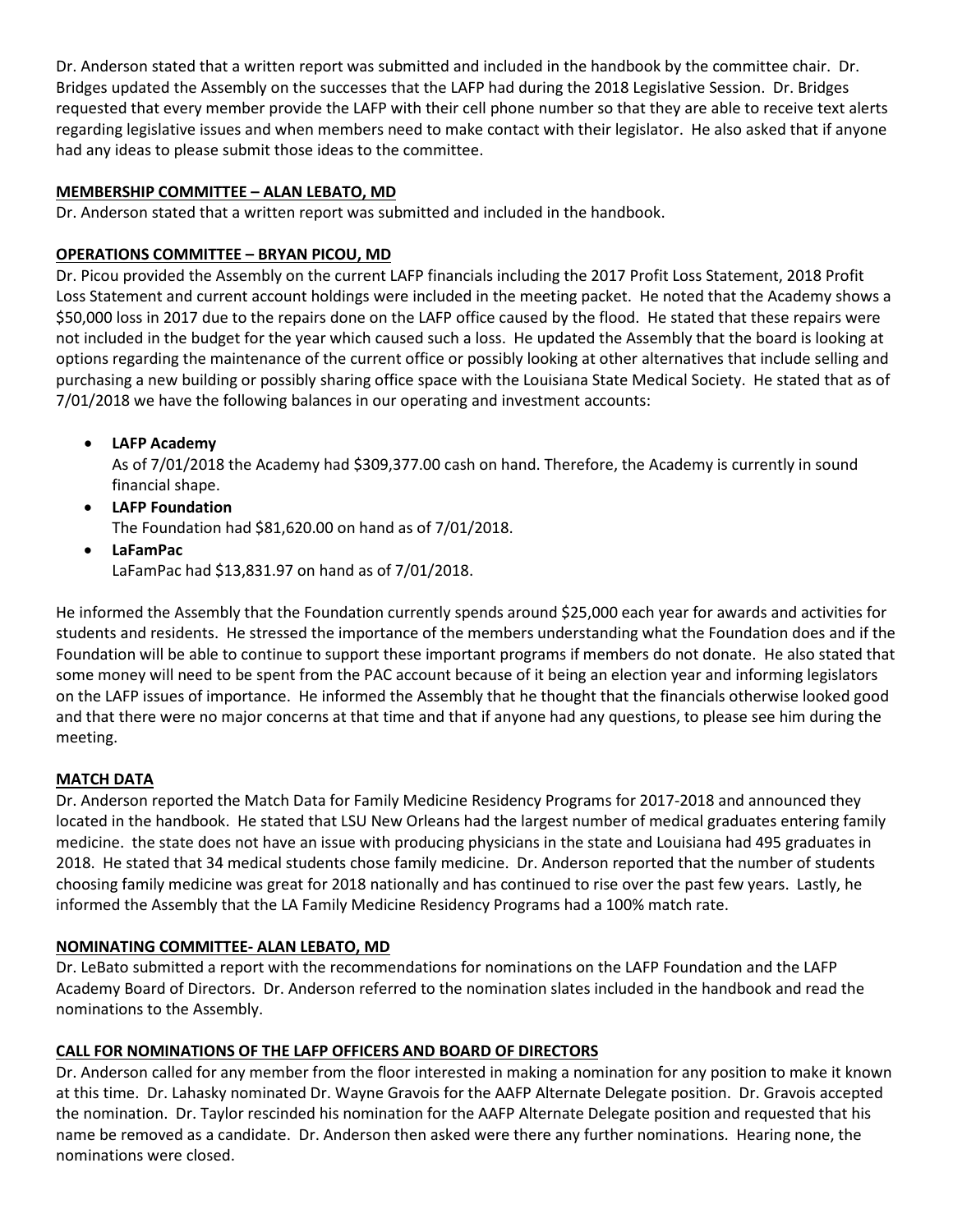Dr. Anderson stated that a written report was submitted and included in the handbook by the committee chair. Dr. Bridges updated the Assembly on the successes that the LAFP had during the 2018 Legislative Session. Dr. Bridges requested that every member provide the LAFP with their cell phone number so that they are able to receive text alerts regarding legislative issues and when members need to make contact with their legislator. He also asked that if anyone had any ideas to please submit those ideas to the committee.

**MEMBERSHIP COMMITTEE – ALAN LEBATO, MD**

Dr. Anderson stated that a written report was submitted and included in the handbook.

**OPERATIONS COMMITTEE – BRYAN PICOU, MD**

Dr. Picou provided the Assembly on the current LAFP financials including the 2017 Profit Loss Statement, 2018 Profit Loss Statement and current account holdings were included in the meeting packet. He noted that the Academy shows a $50,000 loss in 2017 due to the repairs done on the LAFP office caused by the flood. He stated that these repairs were not included in the budget for the year which caused such a loss. He updated the Assembly that the board is looking at options regarding the maintenance of the current office or possibly looking at other alternatives that include selling and purchasing a new building or possibly sharing office space with the Louisiana State Medical Society. He stated that as of 7/01/2018 we have the following balances in our operating and investment accounts:

- **LAFP Academy**
  As of 7/01/2018 the Academy had $309,377.00 cash on hand. Therefore, the Academy is currently in sound financial shape.
- **LAFP Foundation**
  The Foundation had $81,620.00 on hand as of 7/01/2018.
- **LaFamPac**
  LaFamPac had $13,831.97 on hand as of 7/01/2018.

He informed the Assembly that the Foundation currently spends around $25,000 each year for awards and activities for students and residents. He stressed the importance of the members understanding what the Foundation does and if the Foundation will be able to continue to support these important programs if members do not donate. He also stated that some money will need to be spent from the PAC account because of it being an election year and informing legislators on the LAFP issues of importance. He informed the Assembly that he thought that the financials otherwise looked good and that there were no major concerns at that time and that if anyone had any questions, to please see him during the meeting.

**MATCH DATA**

Dr. Anderson reported the Match Data for Family Medicine Residency Programs for 2017-2018 and announced they located in the handbook. He stated that LSU New Orleans had the largest number of medical graduates entering family medicine. the state does not have an issue with producing physicians in the state and Louisiana had 495 graduates in 2018. He stated that 34 medical students chose family medicine. Dr. Anderson reported that the number of students choosing family medicine was great for 2018 nationally and has continued to rise over the past few years. Lastly, he informed the Assembly that the LA Family Medicine Residency Programs had a 100% match rate.

**NOMINATING COMMITTEE- ALAN LEBATO, MD**

Dr. LeBato submitted a report with the recommendations for nominations on the LAFP Foundation and the LAFP Academy Board of Directors. Dr. Anderson referred to the nomination slates included in the handbook and read the nominations to the Assembly.

**CALL FOR NOMINATIONS OF THE LAFP OFFICERS AND BOARD OF DIRECTORS**

Dr. Anderson called for any member from the floor interested in making a nomination for any position to make it known at this time. Dr. Lahasky nominated Dr. Wayne Gravois for the AAFP Alternate Delegate position. Dr. Gravois accepted the nomination. Dr. Taylor rescinded his nomination for the AAFP Alternate Delegate position and requested that his name be removed as a candidate. Dr. Anderson then asked were there any further nominations. Hearing none, the nominations were closed.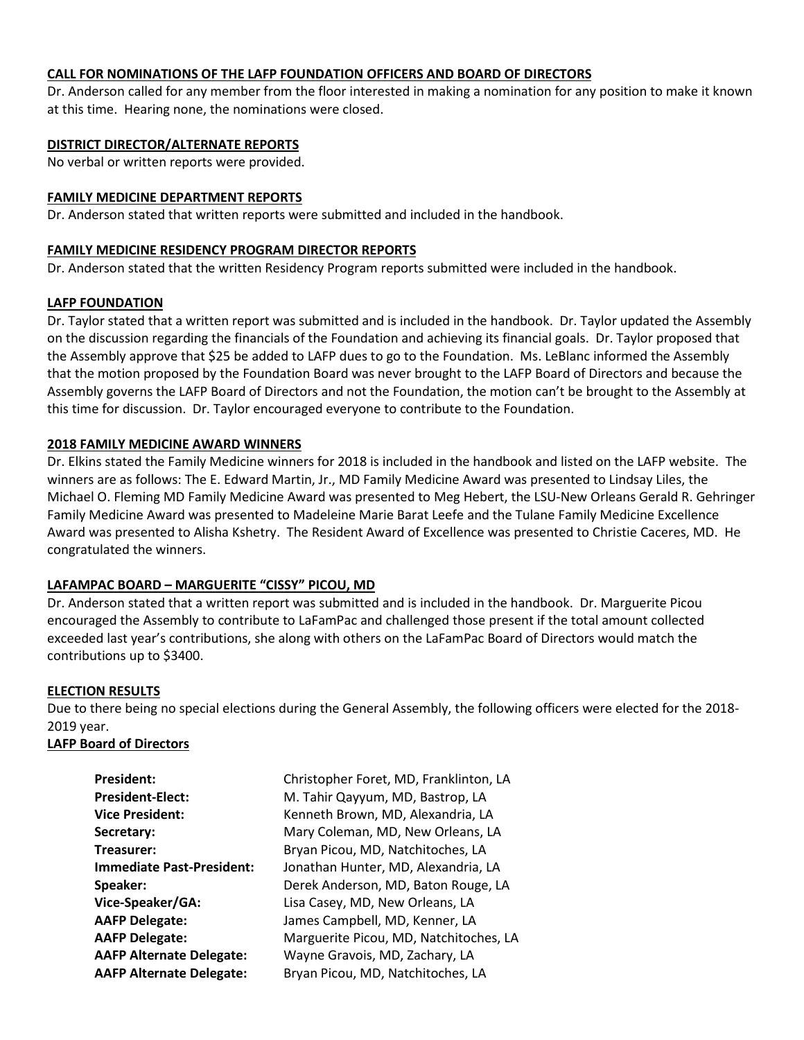**CALL FOR NOMINATIONS OF THE LAFP FOUNDATION OFFICERS AND BOARD OF DIRECTORS**

Dr. Anderson called for any member from the floor interested in making a nomination for any position to make it known at this time. Hearing none, the nominations were closed.

**DISTRICT DIRECTOR/ALTERNATE REPORTS**

No verbal or written reports were provided.

**FAMILY MEDICINE DEPARTMENT REPORTS**

Dr. Anderson stated that written reports were submitted and included in the handbook.

**FAMILY MEDICINE RESIDENCY PROGRAM DIRECTOR REPORTS**

Dr. Anderson stated that the written Residency Program reports submitted were included in the handbook.

**LAFP FOUNDATION**

Dr. Taylor stated that a written report was submitted and is included in the handbook. Dr. Taylor updated the Assembly on the discussion regarding the financials of the Foundation and achieving its financial goals. Dr. Taylor proposed that the Assembly approve that $25 be added to LAFP dues to go to the Foundation. Ms. LeBlanc informed the Assembly that the motion proposed by the Foundation Board was never brought to the LAFP Board of Directors and because the Assembly governs the LAFP Board of Directors and not the Foundation, the motion can't be brought to the Assembly at this time for discussion. Dr. Taylor encouraged everyone to contribute to the Foundation.

**2018 FAMILY MEDICINE AWARD WINNERS**

Dr. Elkins stated the Family Medicine winners for 2018 is included in the handbook and listed on the LAFP website. The winners are as follows: The E. Edward Martin, Jr., MD Family Medicine Award was presented to Lindsay Liles, the Michael O. Fleming MD Family Medicine Award was presented to Meg Hebert, the LSU-New Orleans Gerald R. Gehringer Family Medicine Award was presented to Madeleine Marie Barat Leefe and the Tulane Family Medicine Excellence Award was presented to Alisha Kshetry. The Resident Award of Excellence was presented to Christie Caceres, MD. He congratulated the winners.

**LAFAMPAC BOARD – MARGUERITE "CISSY" PICOU, MD**

Dr. Anderson stated that a written report was submitted and is included in the handbook. Dr. Marguerite Picou encouraged the Assembly to contribute to LaFamPac and challenged those present if the total amount collected exceeded last year's contributions, she along with others on the LaFamPac Board of Directors would match the contributions up to $3400.

**ELECTION RESULTS**

Due to there being no special elections during the General Assembly, the following officers were elected for the 2018-2019 year.

**LAFP Board of Directors**

| | |
|---|---|
| **President:** | Christopher Foret, MD, Franklinton, LA |
| **President-Elect:** | M. Tahir Qayyum, MD, Bastrop, LA |
| **Vice President:** | Kenneth Brown, MD, Alexandria, LA |
| **Secretary:** | Mary Coleman, MD, New Orleans, LA |
| **Treasurer:** | Bryan Picou, MD, Natchitoches, LA |
| **Immediate Past-President:** | Jonathan Hunter, MD, Alexandria, LA |
| **Speaker:** | Derek Anderson, MD, Baton Rouge, LA |
| **Vice-Speaker/GA:** | Lisa Casey, MD, New Orleans, LA |
| **AAFP Delegate:** | James Campbell, MD, Kenner, LA |
| **AAFP Delegate:** | Marguerite Picou, MD, Natchitoches, LA |
| **AAFP Alternate Delegate:** | Wayne Gravois, MD, Zachary, LA |
| **AAFP Alternate Delegate:** | Bryan Picou, MD, Natchitoches, LA |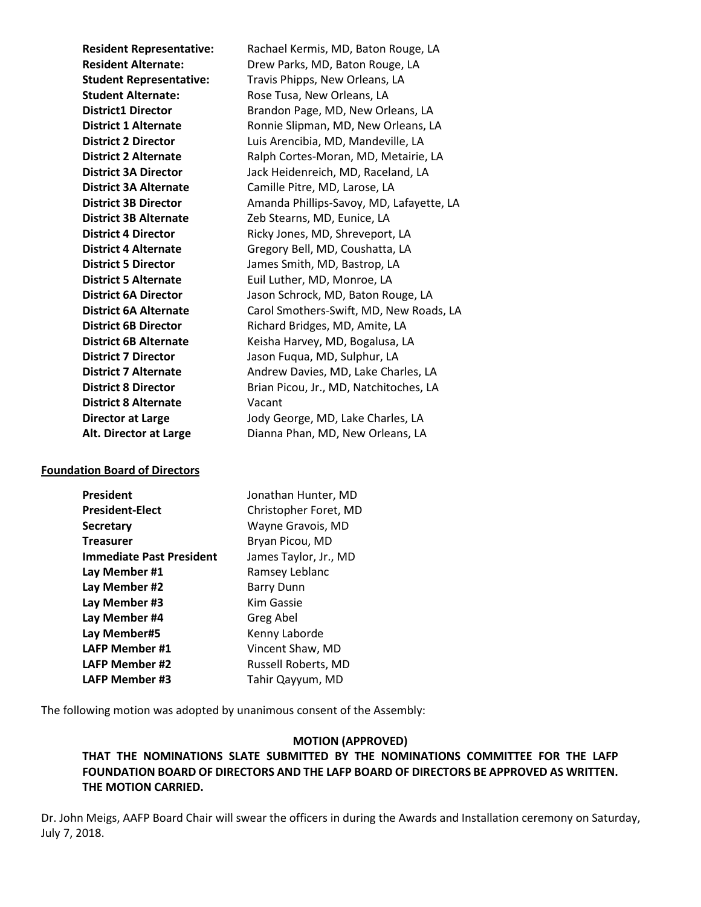| | |
|---|---|
| **Resident Representative:** | Rachael Kermis, MD, Baton Rouge, LA |
| **Resident Alternate:** | Drew Parks, MD, Baton Rouge, LA |
| **Student Representative:** | Travis Phipps, New Orleans, LA |
| **Student Alternate:** | Rose Tusa, New Orleans, LA |
| **District1 Director** | Brandon Page, MD, New Orleans, LA |
| **District 1 Alternate** | Ronnie Slipman, MD, New Orleans, LA |
| **District 2 Director** | Luis Arencibia, MD, Mandeville, LA |
| **District 2 Alternate** | Ralph Cortes-Moran, MD, Metairie, LA |
| **District 3A Director** | Jack Heidenreich, MD, Raceland, LA |
| **District 3A Alternate** | Camille Pitre, MD, Larose, LA |
| **District 3B Director** | Amanda Phillips-Savoy, MD, Lafayette, LA |
| **District 3B Alternate** | Zeb Stearns, MD, Eunice, LA |
| **District 4 Director** | Ricky Jones, MD, Shreveport, LA |
| **District 4 Alternate** | Gregory Bell, MD, Coushatta, LA |
| **District 5 Director** | James Smith, MD, Bastrop, LA |
| **District 5 Alternate** | Euil Luther, MD, Monroe, LA |
| **District 6A Director** | Jason Schrock, MD, Baton Rouge, LA |
| **District 6A Alternate** | Carol Smothers-Swift, MD, New Roads, LA |
| **District 6B Director** | Richard Bridges, MD, Amite, LA |
| **District 6B Alternate** | Keisha Harvey, MD, Bogalusa, LA |
| **District 7 Director** | Jason Fuqua, MD, Sulphur, LA |
| **District 7 Alternate** | Andrew Davies, MD, Lake Charles, LA |
| **District 8 Director** | Brian Picou, Jr., MD, Natchitoches, LA |
| **District 8 Alternate** | Vacant |
| **Director at Large** | Jody George, MD, Lake Charles, LA |
| **Alt. Director at Large** | Dianna Phan, MD, New Orleans, LA |

**Foundation Board of Directors**

| | |
|---|---|
| **President** | Jonathan Hunter, MD |
| **President-Elect** | Christopher Foret, MD |
| **Secretary** | Wayne Gravois, MD |
| **Treasurer** | Bryan Picou, MD |
| **Immediate Past President** | James Taylor, Jr., MD |
| **Lay Member #1** | Ramsey Leblanc |
| **Lay Member #2** | Barry Dunn |
| **Lay Member #3** | Kim Gassie |
| **Lay Member #4** | Greg Abel |
| **Lay Member#5** | Kenny Laborde |
| **LAFP Member #1** | Vincent Shaw, MD |
| **LAFP Member #2** | Russell Roberts, MD |
| **LAFP Member #3** | Tahir Qayyum, MD |

The following motion was adopted by unanimous consent of the Assembly:

**MOTION (APPROVED)**

**THAT THE NOMINATIONS SLATE SUBMITTED BY THE NOMINATIONS COMMITTEE FOR THE LAFP FOUNDATION BOARD OF DIRECTORS AND THE LAFP BOARD OF DIRECTORS BE APPROVED AS WRITTEN. THE MOTION CARRIED.**

Dr. John Meigs, AAFP Board Chair will swear the officers in during the Awards and Installation ceremony on Saturday, July 7, 2018.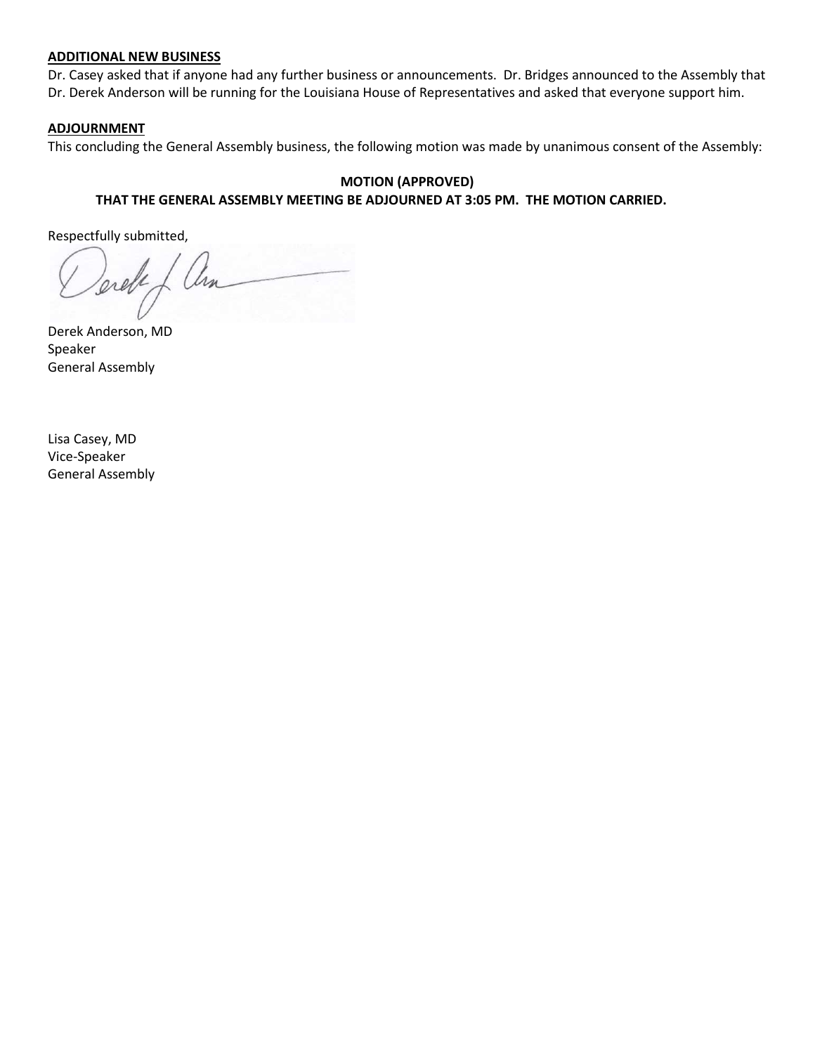**ADDITIONAL NEW BUSINESS**

Dr. Casey asked that if anyone had any further business or announcements. Dr. Bridges announced to the Assembly that Dr. Derek Anderson will be running for the Louisiana House of Representatives and asked that everyone support him.

**ADJOURNMENT**

This concluding the General Assembly business, the following motion was made by unanimous consent of the Assembly:

**MOTION (APPROVED)**

**THAT THE GENERAL ASSEMBLY MEETING BE ADJOURNED AT 3:05 PM. THE MOTION CARRIED.**

Respectfully submitted,

Derek Anderson, MD
Speaker
General Assembly

Lisa Casey, MD
Vice-Speaker
General Assembly